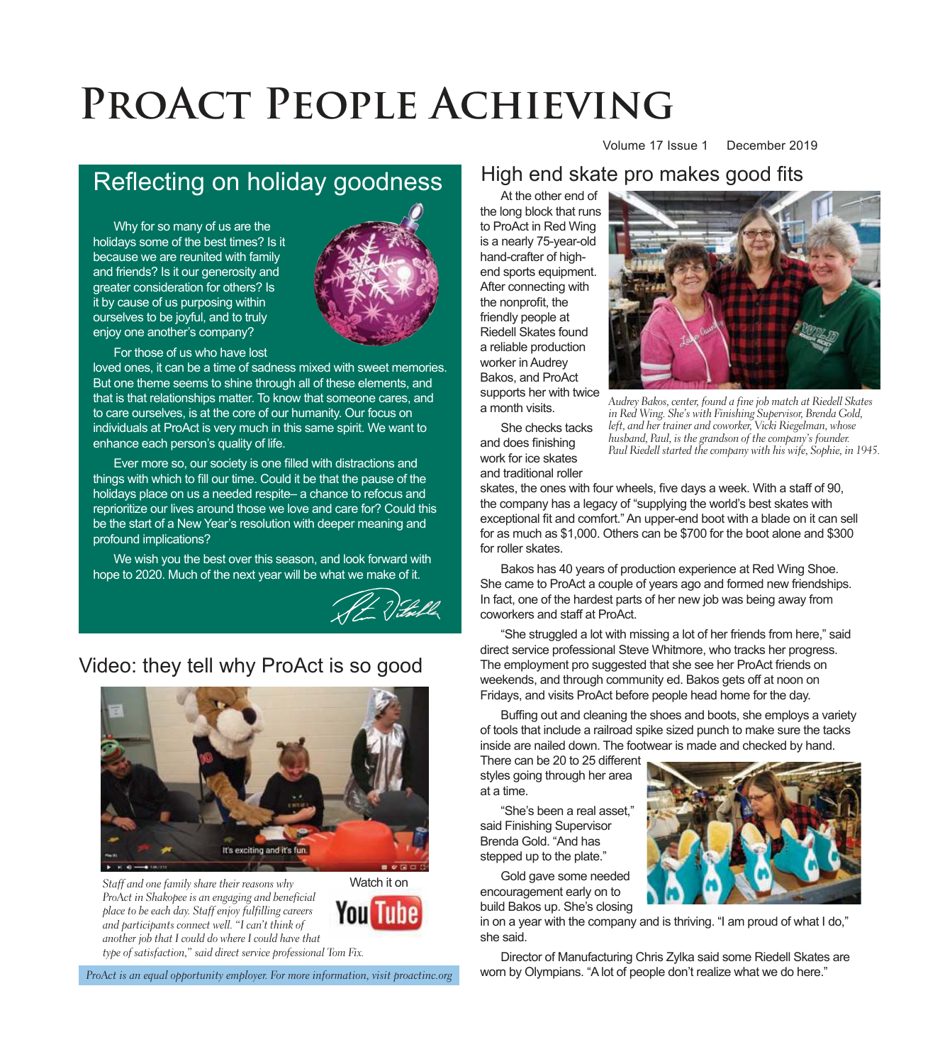# ProAct People Achieving

Volume 17 Issue 1 December 2019

## Reflecting on holiday goodness

Why for so many of us are the holidays some of the best times? Is it because we are reunited with family and friends? Is it our generosity and greater consideration for others? Is it by cause of us purposing within ourselves to be joyful, and to truly enjoy one another's company?

For those of us who have lost loved ones, it can be a time of sadness mixed with sweet memories. But one theme seems to shine through all of these elements, and that is that relationships matter. To know that someone cares, and to care ourselves, is at the core of our humanity. Our focus on individuals at ProAct is very much in this same spirit. We want to enhance each person's quality of life.

Ever more so, our society is one filled with distractions and things with which to fill our time. Could it be that the pause of the holidays place on us a needed respite– a chance to refocus and reprioritize our lives around those we love and care for? Could this be the start of a New Year's resolution with deeper meaning and profound implications?

We wish you the best over this season, and look forward with hope to 2020. Much of the next year will be what we make of it.

## Video: they tell why ProAct is so good

It's exciting and it's fun.

*Staff and one family share their reasons why ProAct in Shakopee is an engaging and beneficial place to be each day. Staff enjoy fulfilling careers and participants connect well. "I can't think of another job that I could do where I could have that type of satisfaction," said direct service professional Tom Fix.*

Watch it on YouTube

*ProAct is an equal opportunity employer. For more information, visit proactinc.org*

## High end skate pro makes good fits

At the other end of the long block that runs to ProAct in Red Wing is a nearly 75-year-old hand-crafter of high-end sports equipment. After connecting with the nonprofit, the friendly people at Riedell Skates found a reliable production worker in Audrey Bakos, and ProAct supports her with twice a month visits.

*Audrey Bakos, center, found a fine job match at Riedell Skates in Red Wing. She's with Finishing Supervisor, Brenda Gold, left, and her trainer and coworker, Vicki Riegelman, whose husband, Paul, is the grandson of the company's founder. Paul Riedell started the company with his wife, Sophie, in 1945.*

She checks tacks and does finishing work for ice skates and traditional roller skates, the ones with four wheels, five days a week. With a staff of 90, the company has a legacy of "supplying the world's best skates with exceptional fit and comfort." An upper-end boot with a blade on it can sell for as much as $1,000. Others can be $700 for the boot alone and $300 for roller skates.

Bakos has 40 years of production experience at Red Wing Shoe. She came to ProAct a couple of years ago and formed new friendships. In fact, one of the hardest parts of her new job was being away from coworkers and staff at ProAct.

"She struggled a lot with missing a lot of her friends from here," said direct service professional Steve Whitmore, who tracks her progress. The employment pro suggested that she see her ProAct friends on weekends, and through community ed. Bakos gets off at noon on Fridays, and visits ProAct before people head home for the day.

Buffing out and cleaning the shoes and boots, she employs a variety of tools that include a railroad spike sized punch to make sure the tacks inside are nailed down. The footwear is made and checked by hand. There can be 20 to 25 different styles going through her area at a time.

"She's been a real asset," said Finishing Supervisor Brenda Gold. "And has stepped up to the plate."

Gold gave some needed encouragement early on to build Bakos up. She's closing in on a year with the company and is thriving. "I am proud of what I do," she said.

Director of Manufacturing Chris Zylka said some Riedell Skates are worn by Olympians. "A lot of people don't realize what we do here."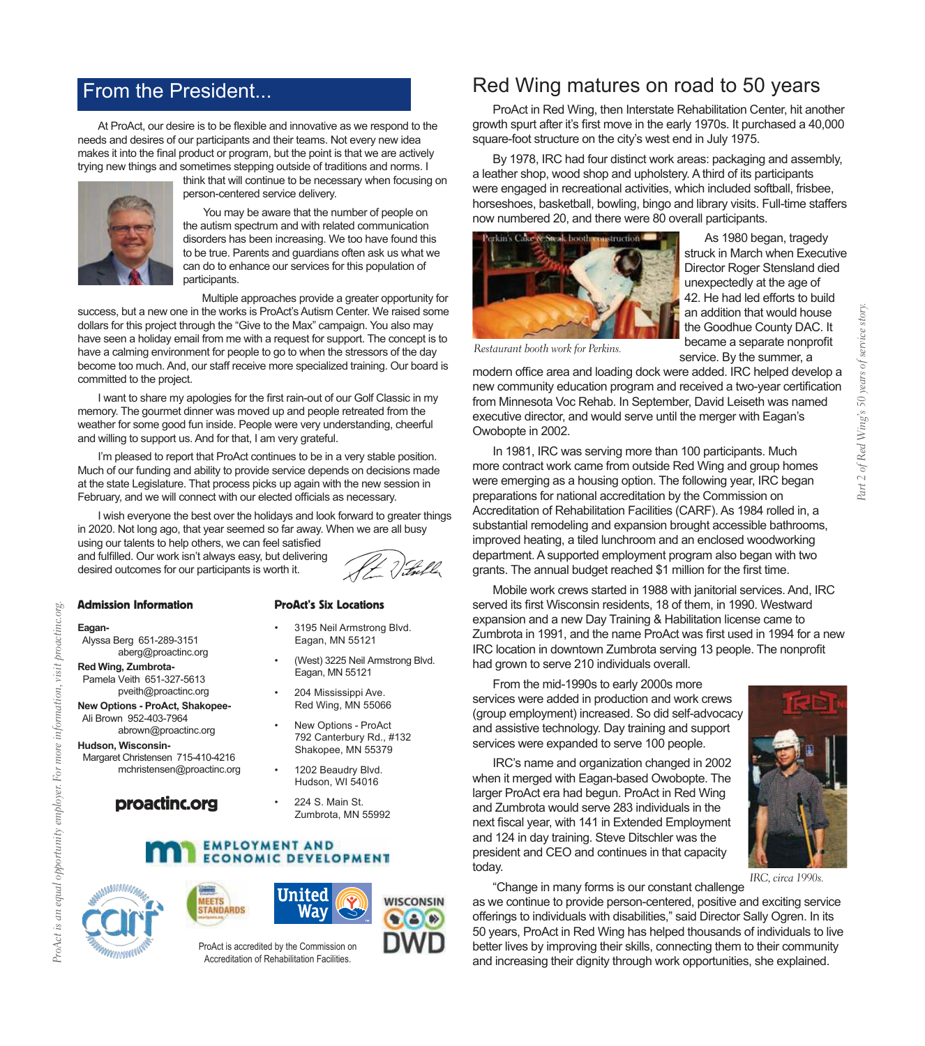## From the President...

At ProAct, our desire is to be flexible and innovative as we respond to the needs and desires of our participants and their teams. Not every new idea makes it into the final product or program, but the point is that we are actively trying new things and sometimes stepping outside of traditions and norms. I think that will continue to be necessary when focusing on person-centered service delivery.

You may be aware that the number of people on the autism spectrum and with related communication disorders has been increasing. We too have found this to be true. Parents and guardians often ask us what we can do to enhance our services for this population of participants.

Multiple approaches provide a greater opportunity for success, but a new one in the works is ProAct's Autism Center. We raised some dollars for this project through the "Give to the Max" campaign. You also may have seen a holiday email from me with a request for support. The concept is to have a calming environment for people to go to when the stressors of the day become too much. And, our staff receive more specialized training. Our board is committed to the project.

I want to share my apologies for the first rain-out of our Golf Classic in my memory. The gourmet dinner was moved up and people retreated from the weather for some good fun inside. People were very understanding, cheerful and willing to support us. And for that, I am very grateful.

I'm pleased to report that ProAct continues to be in a very stable position. Much of our funding and ability to provide service depends on decisions made at the state Legislature. That process picks up again with the new session in February, and we will connect with our elected officials as necessary.

I wish everyone the best over the holidays and look forward to greater things in 2020. Not long ago, that year seemed so far away. When we are all busy using our talents to help others, we can feel satisfied and fulfilled. Our work isn't always easy, but delivering desired outcomes for our participants is worth it.

### Admission Information

**Eagan-**
Alyssa Berg 651-289-3151
aberg@proactinc.org

**Red Wing, Zumbrota-**
Pamela Veith 651-327-5613
pveith@proactinc.org

**New Options - ProAct, Shakopee-**
Ali Brown 952-403-7964
abrown@proactinc.org

**Hudson, Wisconsin-**
Margaret Christensen 715-410-4216
mchristensen@proactinc.org

**proactinc.org**

### ProAct's Six Locations

- 3195 Neil Armstrong Blvd. Eagan, MN 55121
- (West) 3225 Neil Armstrong Blvd. Eagan, MN 55121
- 204 Mississippi Ave. Red Wing, MN 55066
- New Options - ProAct 792 Canterbury Rd., #132 Shakopee, MN 55379
- 1202 Beaudry Blvd. Hudson, WI 54016
- 224 S. Main St. Zumbrota, MN 55992

ProAct is accredited by the Commission on Accreditation of Rehabilitation Facilities.

*ProAct is an equal opportunity employer. For more information, visit proactinc.org.*

## Red Wing matures on road to 50 years

*Part 2 of Red Wing's 50 years of service story.*

ProAct in Red Wing, then Interstate Rehabilitation Center, hit another growth spurt after it's first move in the early 1970s. It purchased a 40,000 square-foot structure on the city's west end in July 1975.

By 1978, IRC had four distinct work areas: packaging and assembly, a leather shop, wood shop and upholstery. A third of its participants were engaged in recreational activities, which included softball, frisbee, horseshoes, basketball, bowling, bingo and library visits. Full-time staffers now numbered 20, and there were 80 overall participants.

*Restaurant booth work for Perkins.*

As 1980 began, tragedy struck in March when Executive Director Roger Stensland died unexpectedly at the age of 42. He had led efforts to build an addition that would house the Goodhue County DAC. It became a separate nonprofit service. By the summer, a modern office area and loading dock were added. IRC helped develop a new community education program and received a two-year certification from Minnesota Voc Rehab. In September, David Leiseth was named executive director, and would serve until the merger with Eagan's Owobopte in 2002.

In 1981, IRC was serving more than 100 participants. Much more contract work came from outside Red Wing and group homes were emerging as a housing option. The following year, IRC began preparations for national accreditation by the Commission on Accreditation of Rehabilitation Facilities (CARF). As 1984 rolled in, a substantial remodeling and expansion brought accessible bathrooms, improved heating, a tiled lunchroom and an enclosed woodworking department. A supported employment program also began with two grants. The annual budget reached $1 million for the first time.

Mobile work crews started in 1988 with janitorial services. And, IRC served its first Wisconsin residents, 18 of them, in 1990. Westward expansion and a new Day Training & Habilitation license came to Zumbrota in 1991, and the name ProAct was first used in 1994 for a new IRC location in downtown Zumbrota serving 13 people. The nonprofit had grown to serve 210 individuals overall.

From the mid-1990s to early 2000s more services were added in production and work crews (group employment) increased. So did self-advocacy and assistive technology. Day training and support services were expanded to serve 100 people.

IRC's name and organization changed in 2002 when it merged with Eagan-based Owobopte. The larger ProAct era had begun. ProAct in Red Wing and Zumbrota would serve 283 individuals in the next fiscal year, with 141 in Extended Employment and 124 in day training. Steve Ditschler was the president and CEO and continues in that capacity today.

*IRC, circa 1990s.*

"Change in many forms is our constant challenge as we continue to provide person-centered, positive and exciting service offerings to individuals with disabilities," said Director Sally Ogren. In its 50 years, ProAct in Red Wing has helped thousands of individuals to live better lives by improving their skills, connecting them to their community and increasing their dignity through work opportunities, she explained.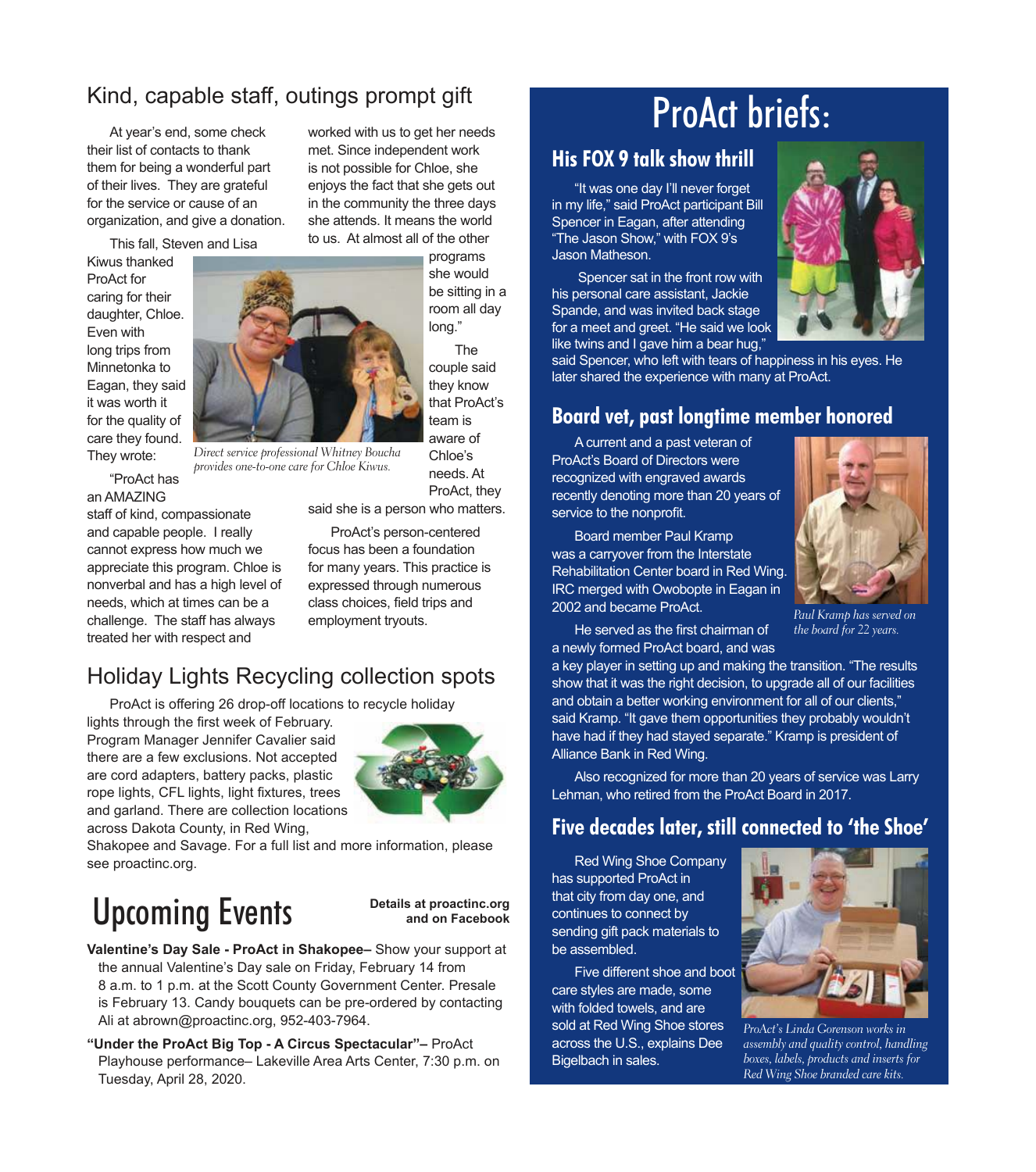## Kind, capable staff, outings prompt gift

At year's end, some check their list of contacts to thank them for being a wonderful part of their lives. They are grateful for the service or cause of an organization, and give a donation.

This fall, Steven and Lisa Kiwus thanked ProAct for caring for their daughter, Chloe. Even with long trips from Minnetonka to Eagan, they said it was worth it for the quality of care they found. They wrote:

"ProAct has an AMAZING staff of kind, compassionate and capable people. I really cannot express how much we appreciate this program. Chloe is nonverbal and has a high level of needs, which at times can be a challenge. The staff has always treated her with respect and worked with us to get her needs met. Since independent work is not possible for Chloe, she enjoys the fact that she gets out in the community the three days she attends. It means the world to us. At almost all of the other programs she would be sitting in a room all day long."

*Direct service professional Whitney Boucha provides one-to-one care for Chloe Kiwus.*

The couple said they know that ProAct's team is aware of Chloe's needs. At ProAct, they said she is a person who matters.

ProAct's person-centered focus has been a foundation for many years. This practice is expressed through numerous class choices, field trips and employment tryouts.

## Holiday Lights Recycling collection spots

ProAct is offering 26 drop-off locations to recycle holiday lights through the first week of February. Program Manager Jennifer Cavalier said there are a few exclusions. Not accepted are cord adapters, battery packs, plastic rope lights, CFL lights, light fixtures, trees and garland. There are collection locations across Dakota County, in Red Wing, Shakopee and Savage. For a full list and more information, please see proactinc.org.

# Upcoming Events

**Details at proactinc.org and on Facebook**

**Valentine's Day Sale - ProAct in Shakopee–** Show your support at the annual Valentine's Day sale on Friday, February 14 from 8 a.m. to 1 p.m. at the Scott County Government Center. Presale is February 13. Candy bouquets can be pre-ordered by contacting Ali at abrown@proactinc.org, 952-403-7964.

**"Under the ProAct Big Top - A Circus Spectacular"–** ProAct Playhouse performance– Lakeville Area Arts Center, 7:30 p.m. on Tuesday, April 28, 2020.

# ProAct briefs:

## His FOX 9 talk show thrill

"It was one day I'll never forget in my life," said ProAct participant Bill Spencer in Eagan, after attending "The Jason Show," with FOX 9's Jason Matheson.

Spencer sat in the front row with his personal care assistant, Jackie Spande, and was invited back stage for a meet and greet. "He said we look like twins and I gave him a bear hug," said Spencer, who left with tears of happiness in his eyes. He later shared the experience with many at ProAct.

## Board vet, past longtime member honored

A current and a past veteran of ProAct's Board of Directors were recognized with engraved awards recently denoting more than 20 years of service to the nonprofit.

Board member Paul Kramp was a carryover from the Interstate Rehabilitation Center board in Red Wing. IRC merged with Owobopte in Eagan in 2002 and became ProAct.

*Paul Kramp has served on the board for 22 years.*

He served as the first chairman of a newly formed ProAct board, and was a key player in setting up and making the transition. "The results show that it was the right decision, to upgrade all of our facilities and obtain a better working environment for all of our clients," said Kramp. "It gave them opportunities they probably wouldn't have had if they had stayed separate." Kramp is president of Alliance Bank in Red Wing.

Also recognized for more than 20 years of service was Larry Lehman, who retired from the ProAct Board in 2017.

## Five decades later, still connected to 'the Shoe'

Red Wing Shoe Company has supported ProAct in that city from day one, and continues to connect by sending gift pack materials to be assembled.

Five different shoe and boot care styles are made, some with folded towels, and are sold at Red Wing Shoe stores across the U.S., explains Dee Bigelbach in sales.

*ProAct's Linda Gorenson works in assembly and quality control, handling boxes, labels, products and inserts for Red Wing Shoe branded care kits.*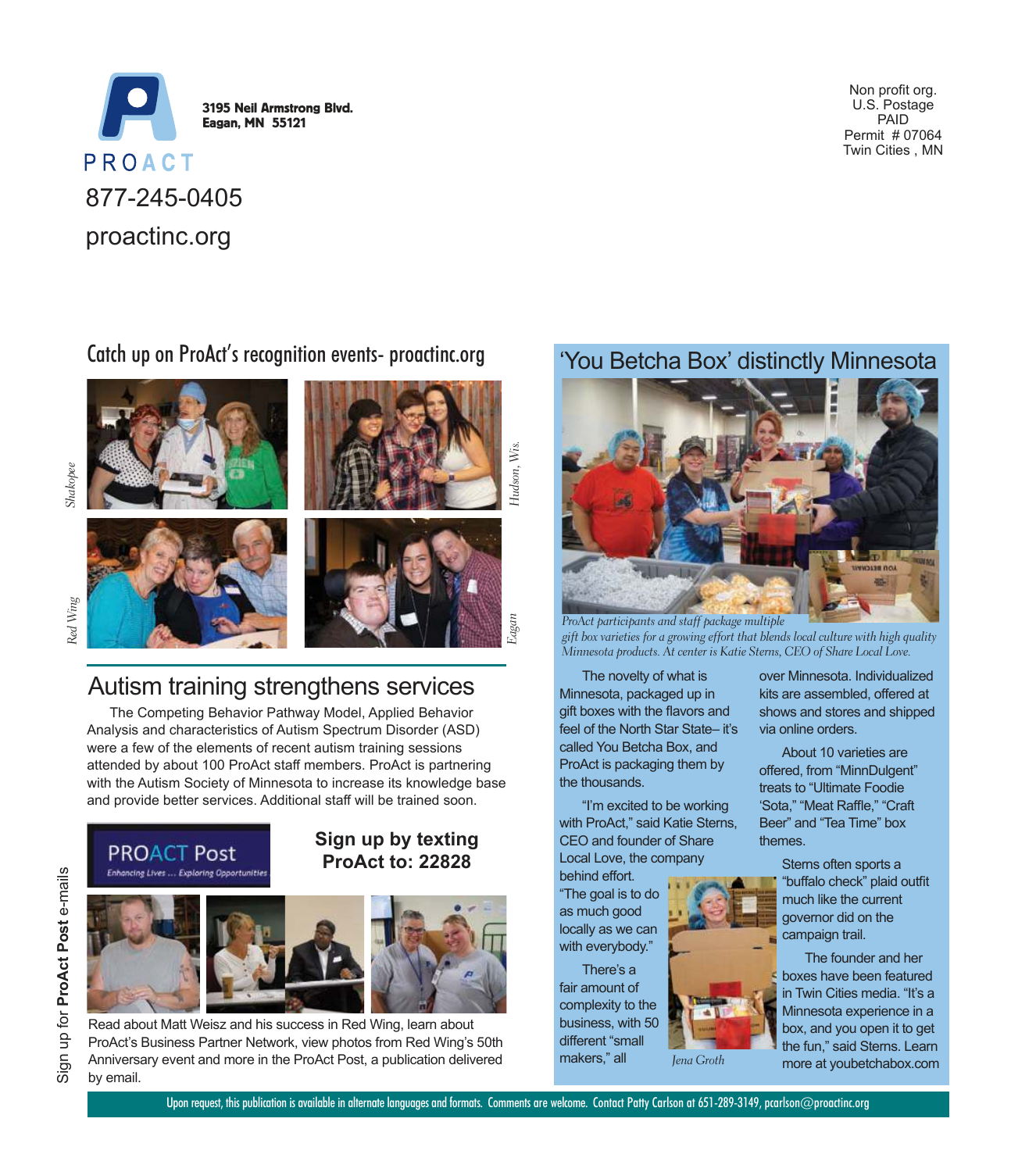3195 Neil Armstrong Blvd.
Eagan, MN 55121

PROACT

877-245-0405

proactinc.org

Non profit org.
U.S. Postage
PAID
Permit # 07064
Twin Cities , MN

## Catch up on ProAct's recognition events- proactinc.org

Shakopee

Hudson, Wis.

Red Wing

Eagan

## Autism training strengthens services

The Competing Behavior Pathway Model, Applied Behavior Analysis and characteristics of Autism Spectrum Disorder (ASD) were a few of the elements of recent autism training sessions attended by about 100 ProAct staff members. ProAct is partnering with the Autism Society of Minnesota to increase its knowledge base and provide better services. Additional staff will be trained soon.

PROACT Post
Enhancing Lives ... Exploring Opportunities

**Sign up by texting ProAct to: 22828**

Sign up for **ProAct Post** e-mails

Read about Matt Weisz and his success in Red Wing, learn about ProAct's Business Partner Network, view photos from Red Wing's 50th Anniversary event and more in the ProAct Post, a publication delivered by email.

## 'You Betcha Box' distinctly Minnesota

*ProAct participants and staff package multiple gift box varieties for a growing effort that blends local culture with high quality Minnesota products. At center is Katie Sterns, CEO of Share Local Love.*

The novelty of what is Minnesota, packaged up in gift boxes with the flavors and feel of the North Star State– it's called You Betcha Box, and ProAct is packaging them by the thousands.

"I'm excited to be working with ProAct," said Katie Sterns, CEO and founder of Share Local Love, the company behind effort. "The goal is to do as much good locally as we can with everybody."

There's a fair amount of complexity to the business, with 50 different "small makers," all over Minnesota. Individualized kits are assembled, offered at shows and stores and shipped via online orders.

About 10 varieties are offered, from "MinnDulgent" treats to "Ultimate Foodie 'Sota," "Meat Raffle," "Craft Beer" and "Tea Time" box themes.

Sterns often sports a "buffalo check" plaid outfit much like the current governor did on the campaign trail.

The founder and her boxes have been featured in Twin Cities media. "It's a Minnesota experience in a box, and you open it to get the fun," said Sterns. Learn more at youbetchabox.com

*Jena Groth*

Upon request, this publication is available in alternate languages and formats. Comments are welcome. Contact Patty Carlson at 651-289-3149, pcarlson@proactinc.org